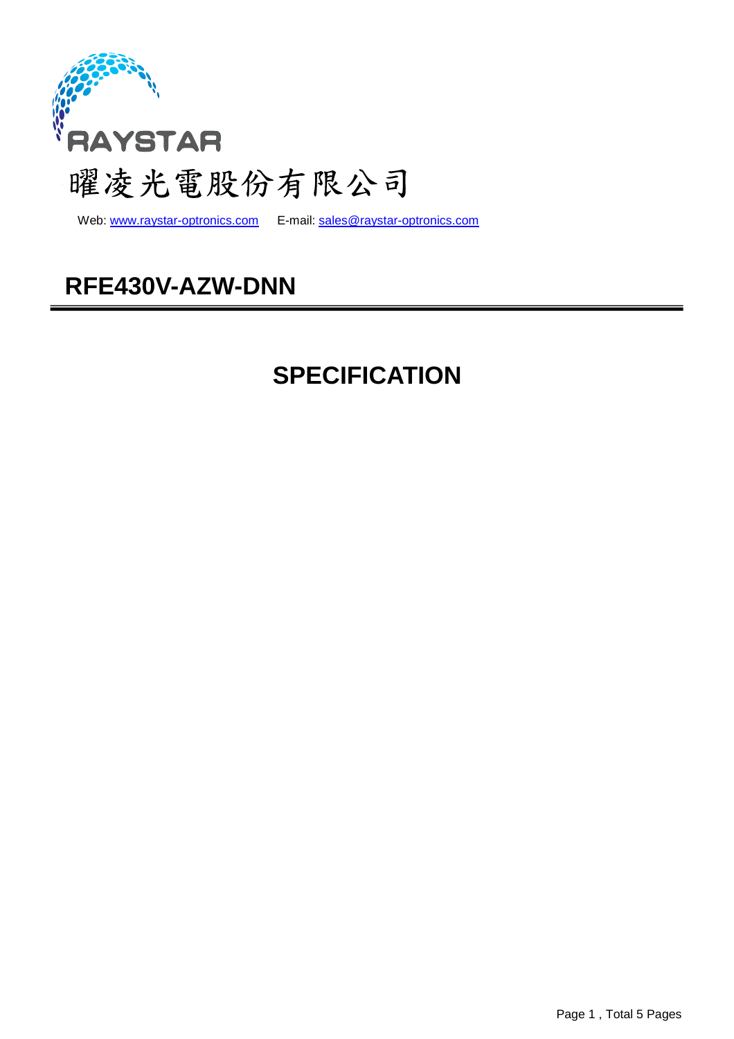RAYSTAR

曜凌光電股份有限公司

Web: www.raystar-optronics.com E-mail: sales@raystar-optronics.com

# RFE430V-AZW-DNN

# SPECIFICATION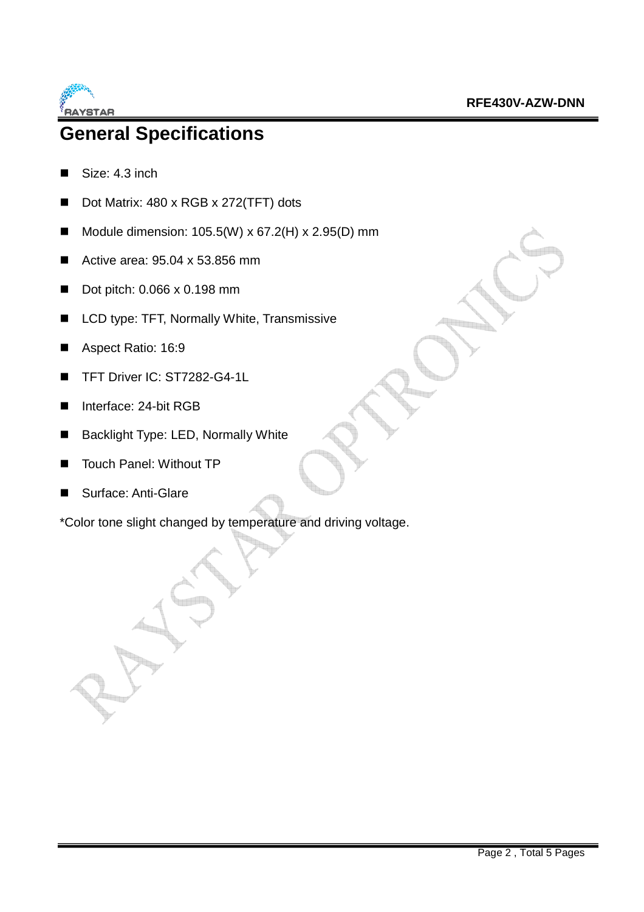## General Specifications

- Size: 4.3 inch
- Dot Matrix: 480 x RGB x 272(TFT) dots
- Module dimension: 105.5(W) x 67.2(H) x 2.95(D) mm
- Active area: 95.04 x 53.856 mm
- Dot pitch: 0.066 x 0.198 mm
- LCD type: TFT, Normally White, Transmissive
- Aspect Ratio: 16:9
- TFT Driver IC: ST7282-G4-1L
- Interface: 24-bit RGB
- Backlight Type: LED, Normally White
- Touch Panel: Without TP
- Surface: Anti-Glare

*Color tone slight changed by temperature and driving voltage.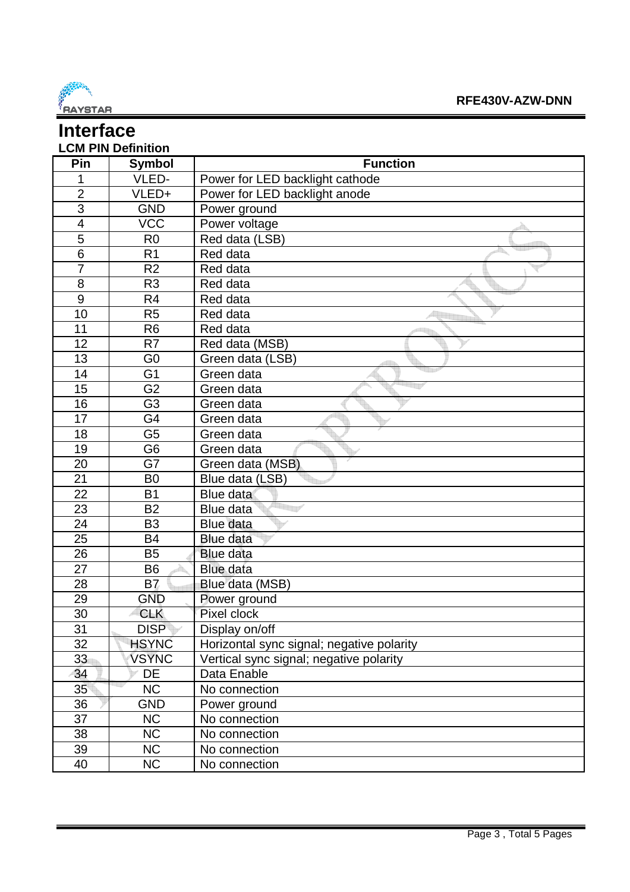# Interface

### LCM PIN Definition

| Pin | Symbol | Function |
|---|---|---|
| 1 | VLED- | Power for LED backlight cathode |
| 2 | VLED+ | Power for LED backlight anode |
| 3 | GND | Power ground |
| 4 | VCC | Power voltage |
| 5 | R0 | Red data (LSB) |
| 6 | R1 | Red data |
| 7 | R2 | Red data |
| 8 | R3 | Red data |
| 9 | R4 | Red data |
| 10 | R5 | Red data |
| 11 | R6 | Red data |
| 12 | R7 | Red data (MSB) |
| 13 | G0 | Green data (LSB) |
| 14 | G1 | Green data |
| 15 | G2 | Green data |
| 16 | G3 | Green data |
| 17 | G4 | Green data |
| 18 | G5 | Green data |
| 19 | G6 | Green data |
| 20 | G7 | Green data (MSB) |
| 21 | B0 | Blue data (LSB) |
| 22 | B1 | Blue data |
| 23 | B2 | Blue data |
| 24 | B3 | Blue data |
| 25 | B4 | Blue data |
| 26 | B5 | Blue data |
| 27 | B6 | Blue data |
| 28 | B7 | Blue data (MSB) |
| 29 | GND | Power ground |
| 30 | CLK | Pixel clock |
| 31 | DISP | Display on/off |
| 32 | HSYNC | Horizontal sync signal; negative polarity |
| 33 | VSYNC | Vertical sync signal; negative polarity |
| 34 | DE | Data Enable |
| 35 | NC | No connection |
| 36 | GND | Power ground |
| 37 | NC | No connection |
| 38 | NC | No connection |
| 39 | NC | No connection |
| 40 | NC | No connection |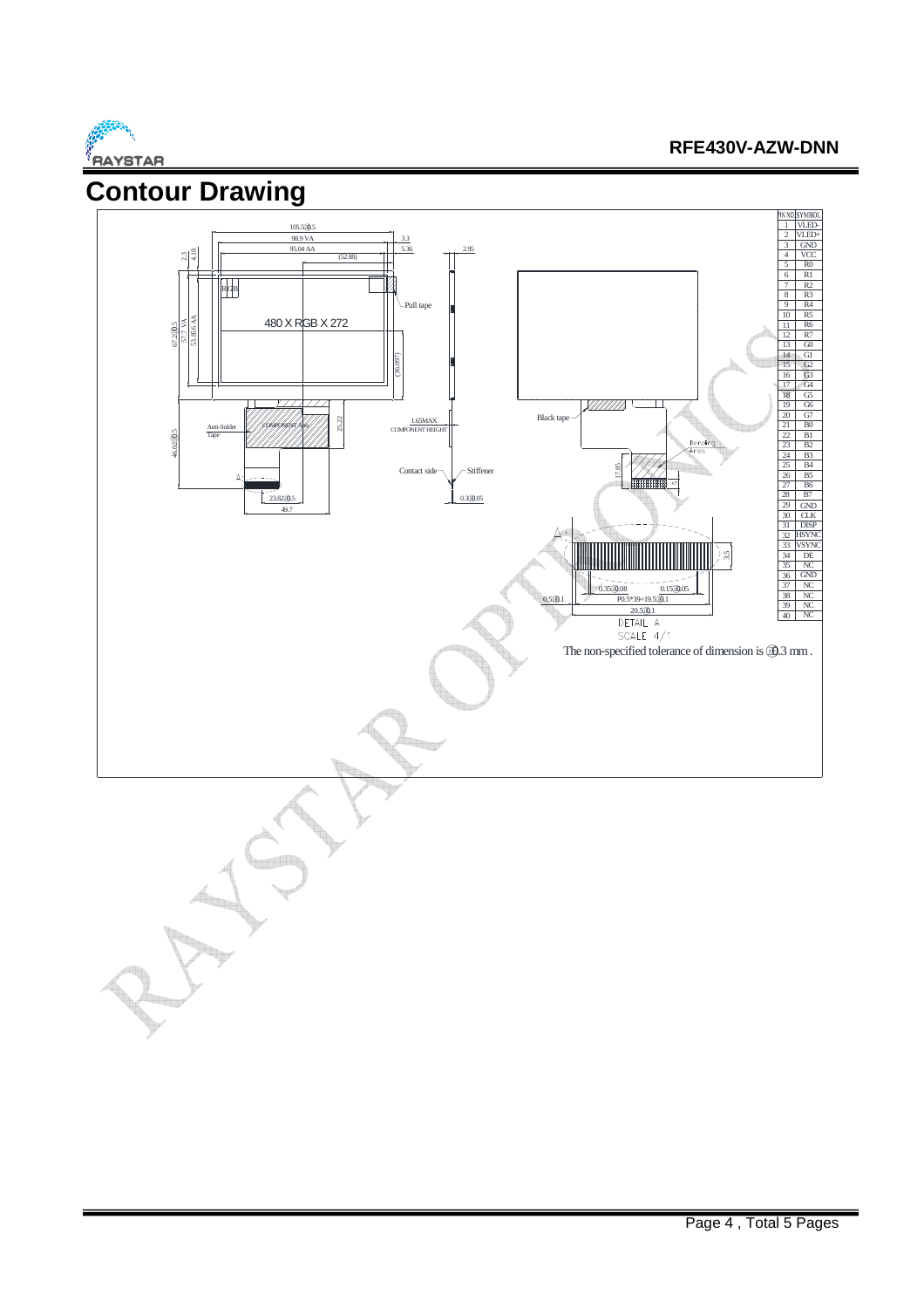# Contour Drawing

| PIN NO | SYMBOL |
|---|---|
| 1 | VLED- |
| 2 | VLED+ |
| 3 | GND |
| 4 | VCC |
| 5 | R0 |
| 6 | R1 |
| 7 | R2 |
| 8 | R3 |
| 9 | R4 |
| 10 | R5 |
| 11 | R6 |
| 12 | R7 |
| 13 | G0 |
| 14 | G1 |
| 15 | G2 |
| 16 | G3 |
| 17 | G4 |
| 18 | G5 |
| 19 | G6 |
| 20 | G7 |
| 21 | B0 |
| 22 | B1 |
| 23 | B2 |
| 24 | B3 |
| 25 | B4 |
| 26 | B5 |
| 27 | B6 |
| 28 | B7 |
| 29 | GND |
| 30 | CLK |
| 31 | DISP |
| 32 | HSYNC |
| 33 | VSYNC |
| 34 | DE |
| 35 | NC |
| 36 | GND |
| 37 | NC |
| 38 | NC |
| 39 | NC |
| 40 | NC |

The non-specified tolerance of dimension is ±0.3 mm .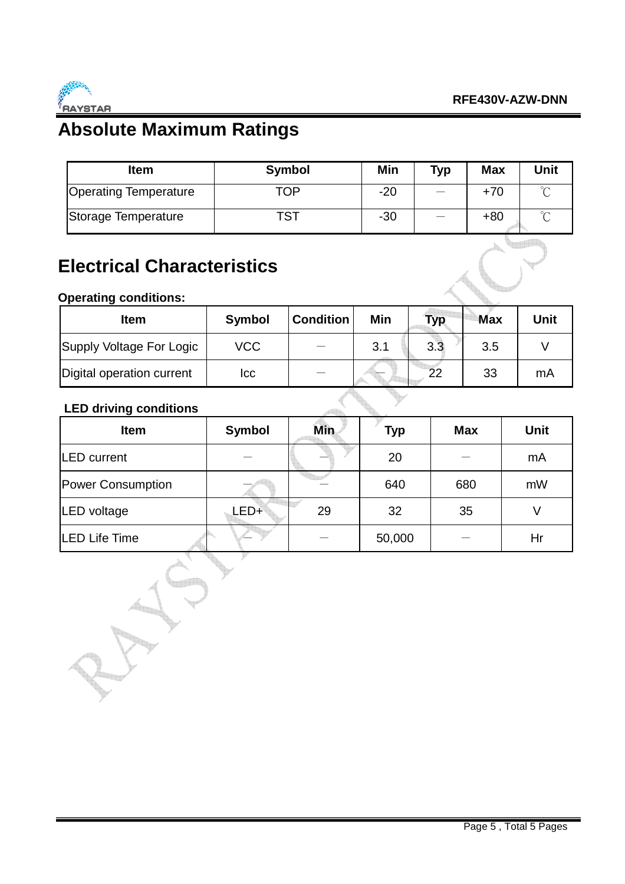## Absolute Maximum Ratings

| Item | Symbol | Min | Typ | Max | Unit |
|---|---|---|---|---|---|
| Operating Temperature | TOP | -20 | — | +70 | ℃ |
| Storage Temperature | TST | -30 | — | +80 | ℃ |

## Electrical Characteristics

**Operating conditions:**

| Item | Symbol | Condition | Min | Typ | Max | Unit |
|---|---|---|---|---|---|---|
| Supply Voltage For Logic | VCC | — | 3.1 | 3.3 | 3.5 | V |
| Digital operation current | Icc | — | — | 22 | 33 | mA |

**LED driving conditions**

| Item | Symbol | Min | Typ | Max | Unit |
|---|---|---|---|---|---|
| LED current | — | — | 20 | — | mA |
| Power Consumption | — | — | 640 | 680 | mW |
| LED voltage | LED+ | 29 | 32 | 35 | V |
| LED Life Time | — | — | 50,000 | — | Hr |